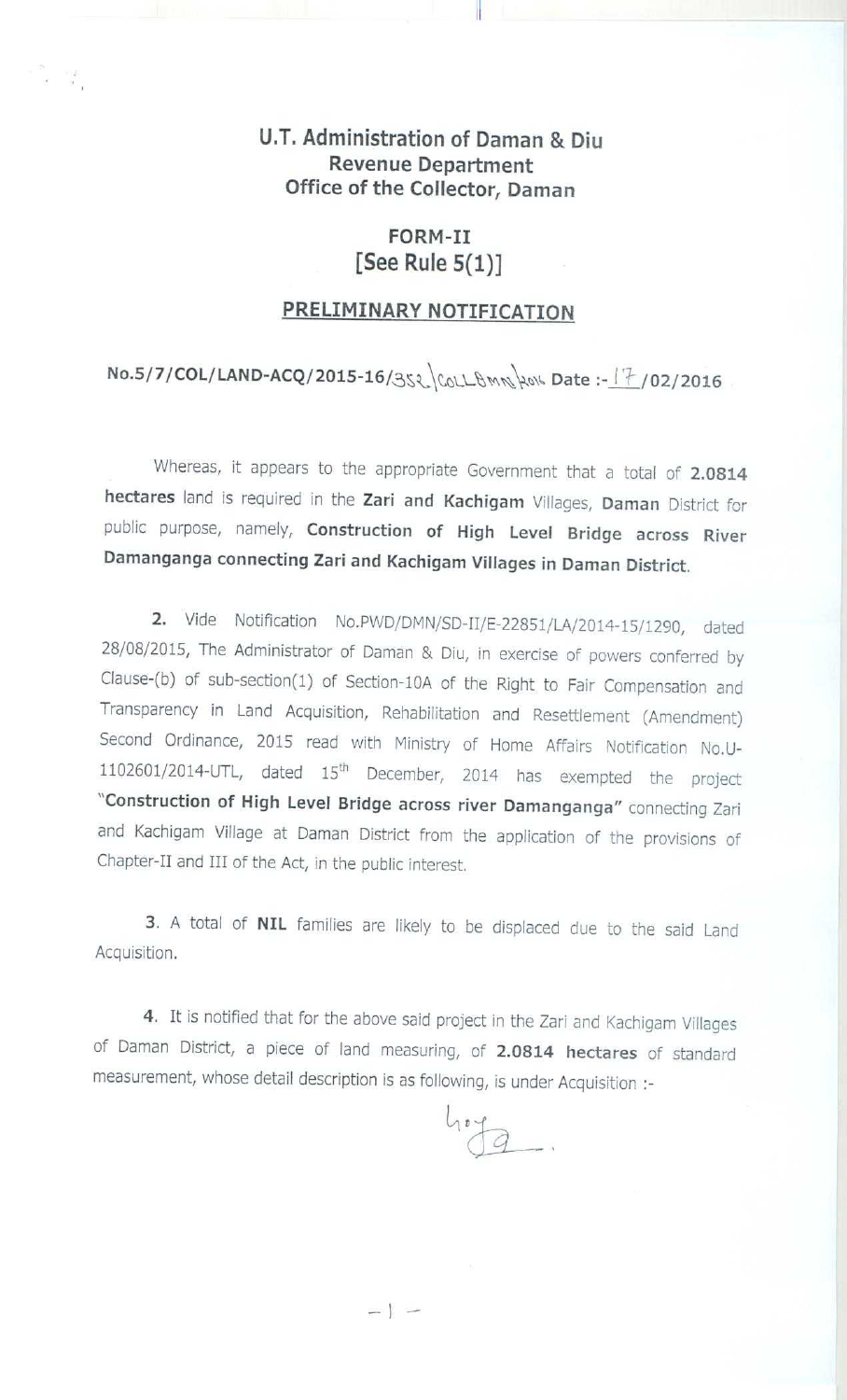# U.T. Administration of Daman & Diu
## Revenue Department
## Office of the Collector, Daman

### FORM-II
### [See Rule 5(1)]

### PRELIMINARY NOTIFICATION

**No.5/7/COL/LAND-ACQ/2015-16/352/COLL/DMN/2016 Date :- 17/02/2016**

Whereas, it appears to the appropriate Government that a total of **2.0814 hectares** land is required in the **Zari and Kachigam** Villages, **Daman** District for public purpose, namely, **Construction of High Level Bridge across River Damanganga connecting Zari and Kachigam Villages in Daman District**.

**2.** Vide Notification No.PWD/DMN/SD-II/E-22851/LA/2014-15/1290, dated 28/08/2015, The Administrator of Daman & Diu, in exercise of powers conferred by Clause-(b) of sub-section(1) of Section-10A of the Right to Fair Compensation and Transparency in Land Acquisition, Rehabilitation and Resettlement (Amendment) Second Ordinance, 2015 read with Ministry of Home Affairs Notification No.U-1102601/2014-UTL, dated 15th December, 2014 has exempted the project **"Construction of High Level Bridge across river Damanganga"** connecting Zari and Kachigam Village at Daman District from the application of the provisions of Chapter-II and III of the Act, in the public interest.

**3.** A total of **NIL** families are likely to be displaced due to the said Land Acquisition.

**4.** It is notified that for the above said project in the Zari and Kachigam Villages of Daman District, a piece of land measuring, of **2.0814 hectares** of standard measurement, whose detail description is as following, is under Acquisition :-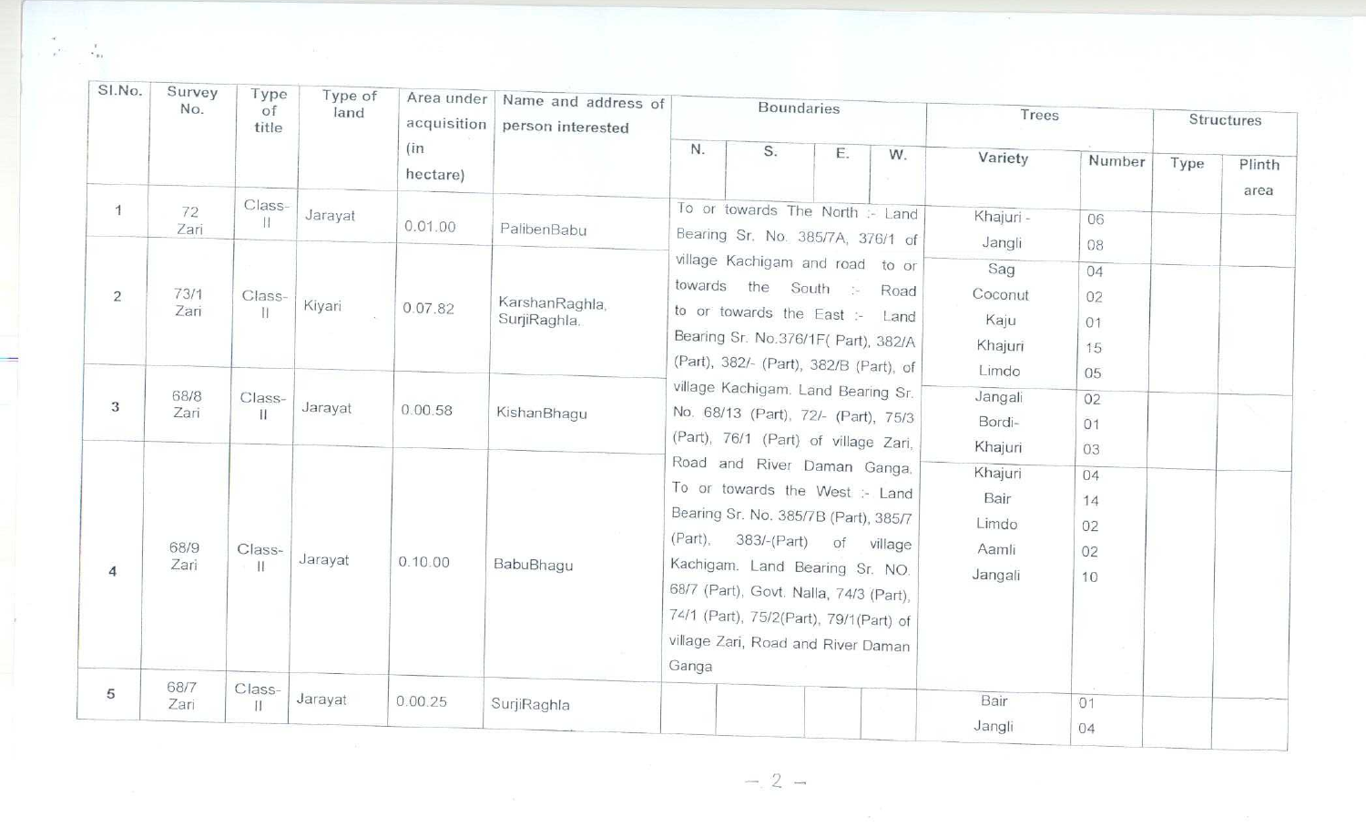| Sl.No. | Survey No. | Type of title | Type of land | Area under acquisition (in hectare) | Name and address of person interested | Boundaries | | | | Trees | | Structures | |
|---|---|---|---|---|---|---|---|---|---|---|---|---|---|
| | | | | | | N. | S. | E. | W. | Variety | Number | Type | Plinth area |
| 1 | 72 Zari | Class-II | Jarayat | 0.01.00 | PalibenBabu | To or towards The North :- Land Bearing Sr. No. 385/7A, 376/1 of village Kachigam and road to or towards the South :- Road to or towards the East :- Land Bearing Sr. No.376/1F( Part), 382/A (Part), 382/- (Part), 382/B (Part), of village Kachigam. Land Bearing Sr. No. 68/13 (Part), 72/- (Part), 75/3 (Part), 76/1 (Part) of village Zari, Road and River Daman Ganga. To or towards the West :- Land Bearing Sr. No. 385/7B (Part), 385/7 (Part), 383/-(Part) of village Kachigam. Land Bearing Sr. NO. 68/7 (Part), Govt. Nalla, 74/3 (Part), 74/1 (Part), 75/2(Part), 79/1(Part) of village Zari, Road and River Daman Ganga | | | | Khajuri - Jangli | 06 08 | | |
| 2 | 73/1 Zari | Class-II | Kiyari | 0.07.82 | KarshanRaghla, SurjiRaghla. | | | | | Sag Coconut Kaju Khajuri Limdo | 04 02 01 15 05 | | |
| 3 | 68/8 Zari | Class-II | Jarayat | 0.00.58 | KishanBhagu | | | | | Jangali Bordi- Khajuri | 02 01 03 | | |
| 4 | 68/9 Zari | Class-II | Jarayat | 0.10.00 | BabuBhagu | | | | | Khajuri Bair Limdo Aamli Jangali | 04 14 02 02 10 | | |
| 5 | 68/7 Zari | Class-II | Jarayat | 0.00.25 | SurjiRaghla | | | | | Bair Jangli | 01 04 | | |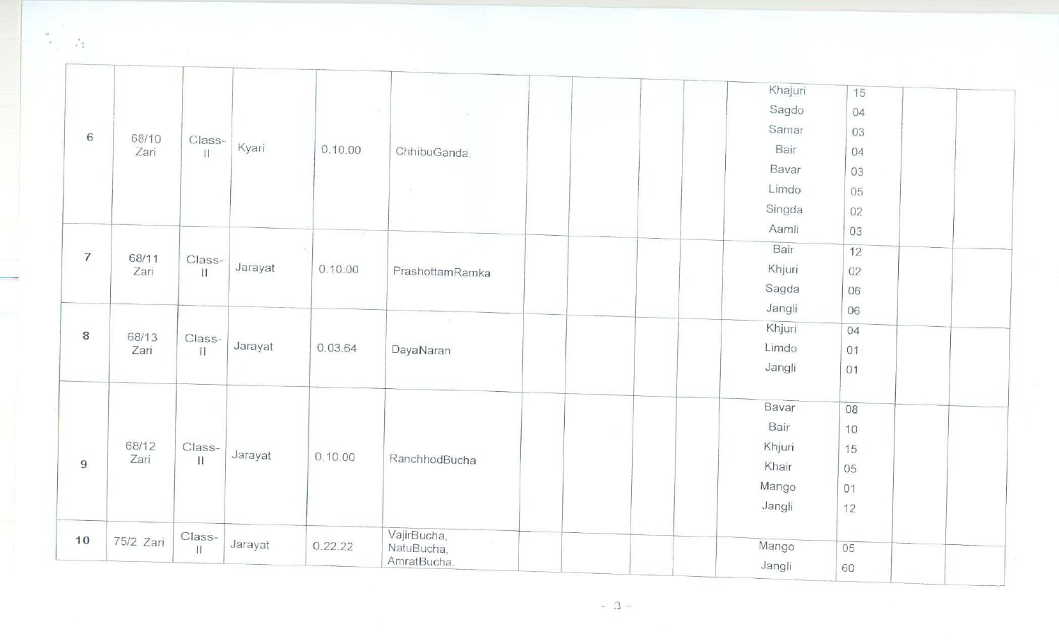| | | | | | | | | | | | | | |
|---|---|---|---|---|---|---|---|---|---|---|---|---|---|
| 6 | 68/10 Zari | Class-II | Kyari | 0.10.00 | ChhibuGanda. | | | | | Khajuri<br>Sagdo<br>Samar<br>Bair<br>Bavar<br>Limdo<br>Singda<br>Aamli | 15<br>04<br>03<br>04<br>03<br>05<br>02<br>03 | | |
| 7 | 68/11 Zari | Class-II | Jarayat | 0.10.00 | PrashottamRamka | | | | | Bair<br>Khjuri<br>Sagda<br>Jangli | 12<br>02<br>06<br>06 | | |
| 8 | 68/13 Zari | Class-II | Jarayat | 0.03.64 | DayaNaran | | | | | Khjuri<br>Limdo<br>Jangli | 04<br>01<br>01 | | |
| 9 | 68/12 Zari | Class-II | Jarayat | 0.10.00 | RanchhodBucha | | | | | Bavar<br>Bair<br>Khjuri<br>Khair<br>Mango<br>Jangli | 08<br>10<br>15<br>05<br>01<br>12 | | |
| 10 | 75/2 Zari | Class-II | Jarayat | 0.22.22 | VajirBucha,<br>NatuBucha,<br>AmratBucha. | | | | | Mango<br>Jangli | 05<br>60 | | |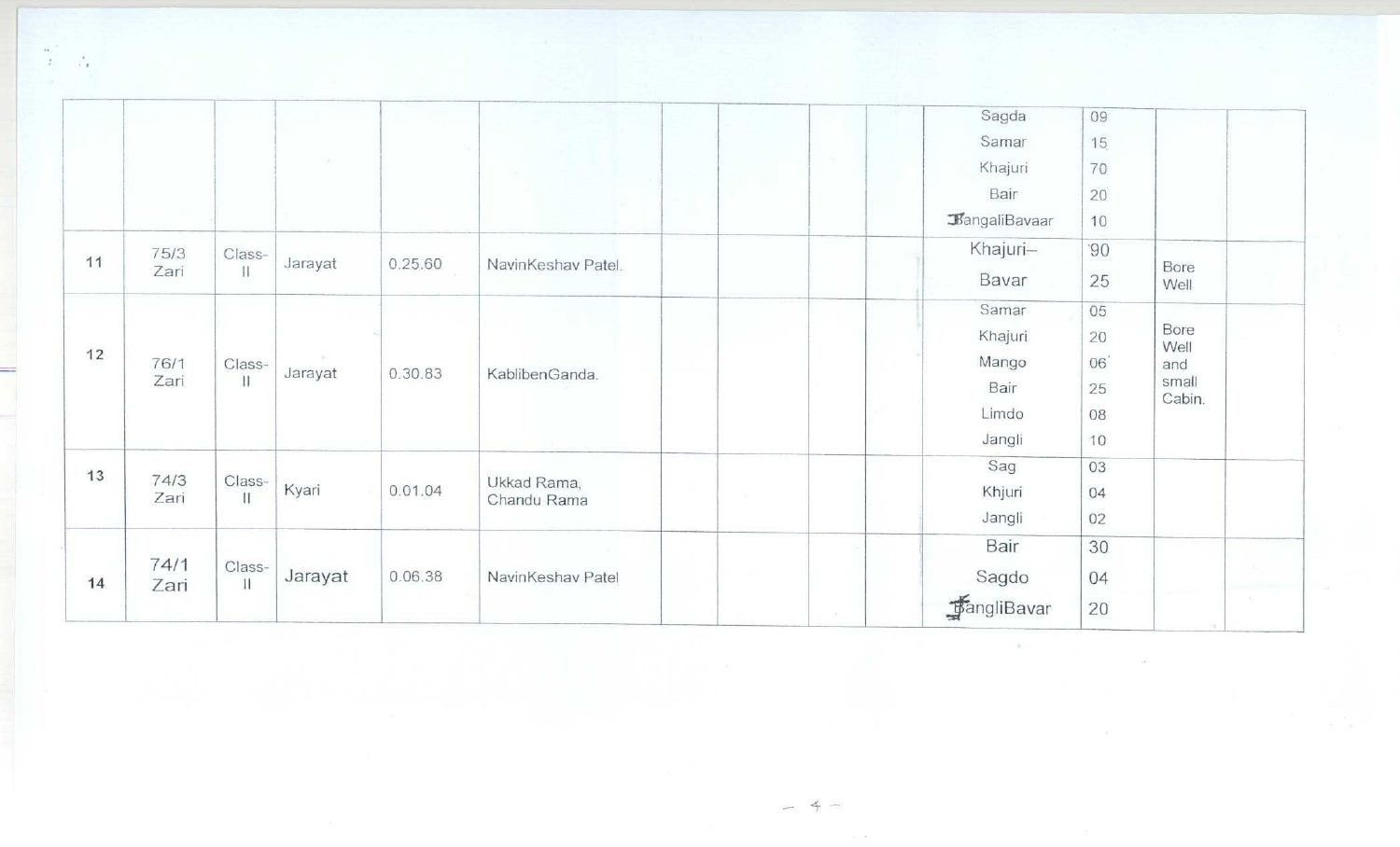| | | | | | | | | | | | | | |
|---|---|---|---|---|---|---|---|---|---|---|---|---|---|
| | | | | | | | | | | Sagda<br>Samar<br>Khajuri<br>Bair<br>BangaliBavaar | 09<br>15<br>70<br>20<br>10 | | |
| 11 | 75/3 Zari | Class-II | Jarayat | 0.25.60 | NavinKeshav Patel. | | | | | Khajuri–<br>Bavar | 90<br>25 | Bore Well | |
| 12 | 76/1 Zari | Class-II | Jarayat | 0.30.83 | KablibenGanda. | | | | | Samar<br>Khajuri<br>Mango<br>Bair<br>Limdo<br>Jangli | 05<br>20<br>06<br>25<br>08<br>10 | Bore Well and small Cabin. | |
| 13 | 74/3 Zari | Class-II | Kyari | 0.01.04 | Ukkad Rama, Chandu Rama | | | | | Sag<br>Khjuri<br>Jangli | 03<br>04<br>02 | | |
| 14 | 74/1 Zari | Class-II | Jarayat | 0.06.38 | NavinKeshav Patel | | | | | Bair<br>Sagdo<br>BangliBavar | 30<br>04<br>20 | | |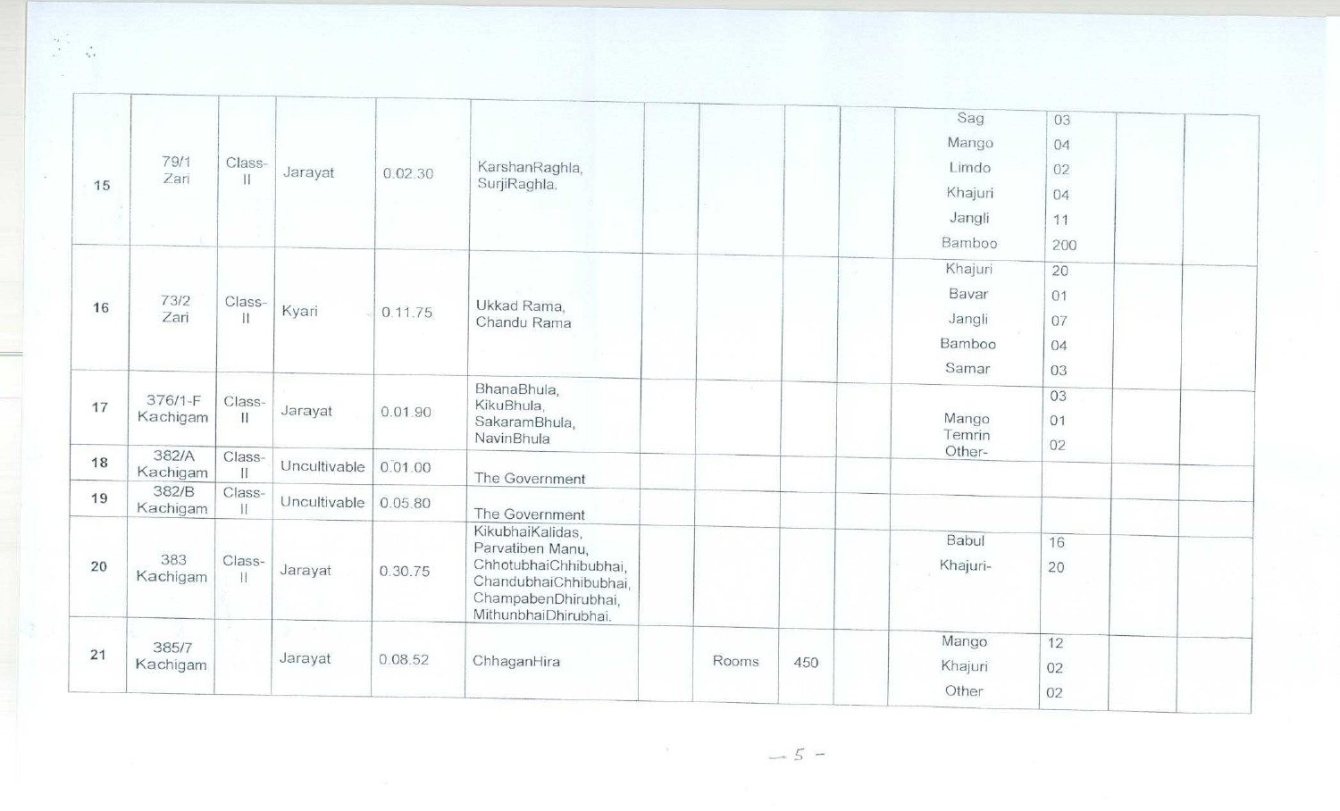| | | | | | | | | | | | | | |
|---|---|---|---|---|---|---|---|---|---|---|---|---|---|
| 15 | 79/1<br>Zari | Class-<br>II | Jarayat | 0.02.30 | KarshanRaghla,<br>SurjiRaghla. | | | | | Sag<br>Mango<br>Limdo<br>Khajuri<br>Jangli<br>Bamboo | 03<br>04<br>02<br>04<br>11<br>200 | | |
| 16 | 73/2<br>Zari | Class-<br>II | Kyari | 0.11.75 | Ukkad Rama,<br>Chandu Rama | | | | | Khajuri<br>Bavar<br>Jangli<br>Bamboo<br>Samar | 20<br>01<br>07<br>04<br>03 | | |
| 17 | 376/1-F<br>Kachigam | Class-<br>II | Jarayat | 0.01.90 | BhanaBhula,<br>KikuBhula,<br>SakaramBhula,<br>NavinBhula | | | | | Mango<br>Temrin<br>Other- | 03<br>01<br>02 | | |
| 18 | 382/A<br>Kachigam | Class-<br>II | Uncultivable | 0.01.00 | The Government | | | | | | | | |
| 19 | 382/B<br>Kachigam | Class-<br>II | Uncultivable | 0.05.80 | The Government | | | | | | | | |
| 20 | 383<br>Kachigam | Class-<br>II | Jarayat | 0.30.75 | KikubhaiKalidas,<br>Parvatiben Manu,<br>ChhotubhaiChhibubhai,<br>ChandubhaiChhibubhai,<br>ChampabenDhirubhai,<br>MithunbhaiDhirubhai. | | | | | Babul<br>Khajuri- | 16<br>20 | | |
| 21 | 385/7<br>Kachigam | | Jarayat | 0.08.52 | ChhaganHira | | Rooms | 450 | | Mango<br>Khajuri<br>Other | 12<br>02<br>02 | | |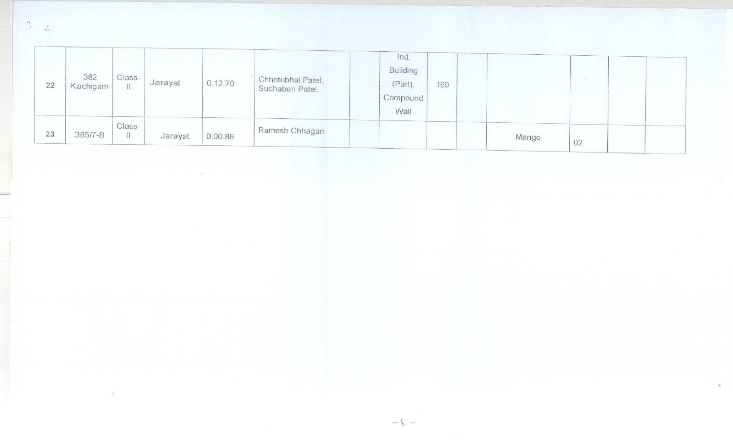| | | | | | | | | | | | | | | |
|---|---|---|---|---|---|---|---|---|---|---|---|---|---|---|
| 22 | 382 Kachigam | Class-II | Jarayat | 0.12.70 | Chhotubhai Patel, Sudhaben Patel. | | Ind. Building (Part), Compound Wall | 160 | | | | | | |
| 23 | 385/7-B | Class-II | Jarayat | 0.00.86 | Ramesh Chhagan | | | | | | Mango | 02 | | |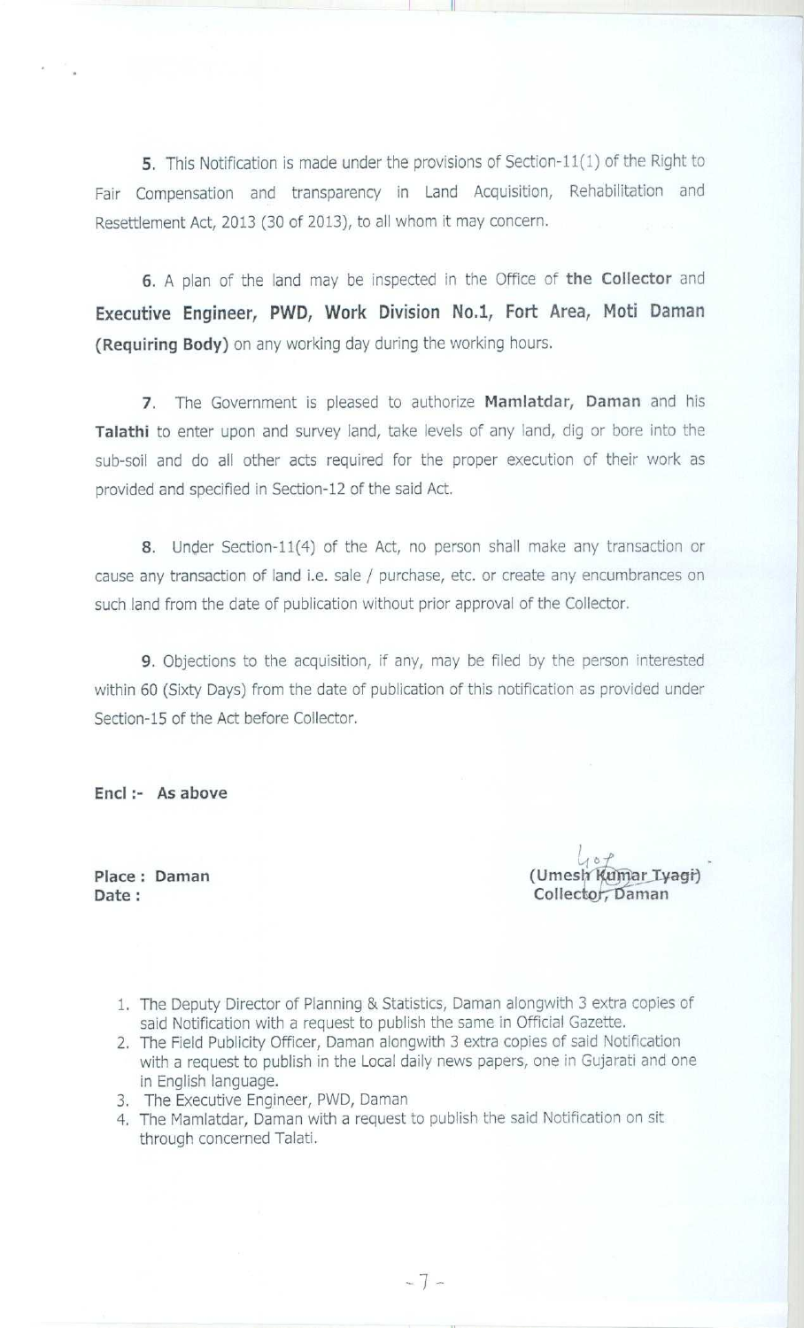**5.** This Notification is made under the provisions of Section-11(1) of the Right to Fair Compensation and transparency in Land Acquisition, Rehabilitation and Resettlement Act, 2013 (30 of 2013), to all whom it may concern.

**6.** A plan of the land may be inspected in the Office of **the Collector** and **Executive Engineer, PWD, Work Division No.1, Fort Area, Moti Daman (Requiring Body)** on any working day during the working hours.

**7.** The Government is pleased to authorize **Mamlatdar, Daman** and his **Talathi** to enter upon and survey land, take levels of any land, dig or bore into the sub-soil and do all other acts required for the proper execution of their work as provided and specified in Section-12 of the said Act.

**8.** Under Section-11(4) of the Act, no person shall make any transaction or cause any transaction of land i.e. sale / purchase, etc. or create any encumbrances on such land from the date of publication without prior approval of the Collector.

**9.** Objections to the acquisition, if any, may be filed by the person interested within 60 (Sixty Days) from the date of publication of this notification as provided under Section-15 of the Act before Collector.

**Encl :- As above**

**Place : Daman**
**Date :**

**(Umesh Kumar Tyagi)**
**Collector, Daman**

1. The Deputy Director of Planning & Statistics, Daman alongwith 3 extra copies of said Notification with a request to publish the same in Official Gazette.
2. The Field Publicity Officer, Daman alongwith 3 extra copies of said Notification with a request to publish in the Local daily news papers, one in Gujarati and one in English language.
3. The Executive Engineer, PWD, Daman
4. The Mamlatdar, Daman with a request to publish the said Notification on sit through concerned Talati.